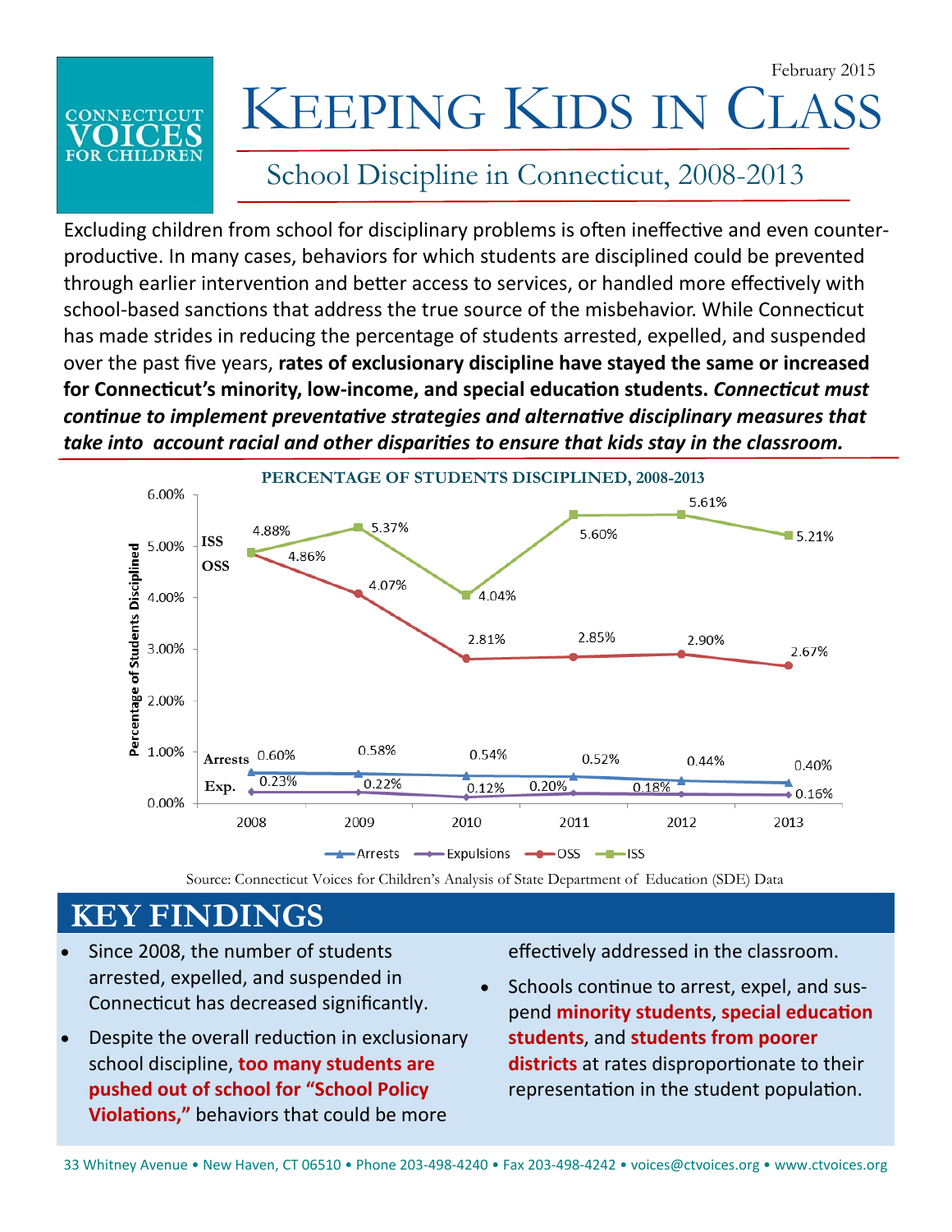February 2015

CONNECTICUT VOICES FOR CHILDREN

# Keeping Kids in Class

## School Discipline in Connecticut, 2008-2013

Excluding children from school for disciplinary problems is often ineffective and even counter-productive. In many cases, behaviors for which students are disciplined could be prevented through earlier intervention and better access to services, or handled more effectively with school-based sanctions that address the true source of the misbehavior. While Connecticut has made strides in reducing the percentage of students arrested, expelled, and suspended over the past five years, **rates of exclusionary discipline have stayed the same or increased for Connecticut's minority, low-income, and special education students.** ***Connecticut must continue to implement preventative strategies and alternative disciplinary measures that take into account racial and other disparities to ensure that kids stay in the classroom.***

**PERCENTAGE OF STUDENTS DISCIPLINED, 2008-2013**

| Year | ISS | OSS | Arrests | Expulsions |
|---|---|---|---|---|
| 2008 | 4.88% | 4.86% | 0.60% | 0.23% |
| 2009 | 5.37% | 4.07% | 0.58% | 0.22% |
| 2010 | 4.04% | 2.81% | 0.54% | 0.12% |
| 2011 | 5.60% | 2.85% | 0.52% | 0.20% |
| 2012 | 5.61% | 2.90% | 0.44% | 0.18% |
| 2013 | 5.21% | 2.67% | 0.40% | 0.16% |

Source: Connecticut Voices for Children's Analysis of State Department of Education (SDE) Data

## KEY FINDINGS

- Since 2008, the number of students arrested, expelled, and suspended in Connecticut has decreased significantly.
- Despite the overall reduction in exclusionary school discipline, **too many students are pushed out of school for "School Policy Violations,"** behaviors that could be more effectively addressed in the classroom.
- Schools continue to arrest, expel, and suspend **minority students**, **special education students**, and **students from poorer districts** at rates disproportionate to their representation in the student population.

33 Whitney Avenue • New Haven, CT 06510 • Phone 203-498-4240 • Fax 203-498-4242 • voices@ctvoices.org • www.ctvoices.org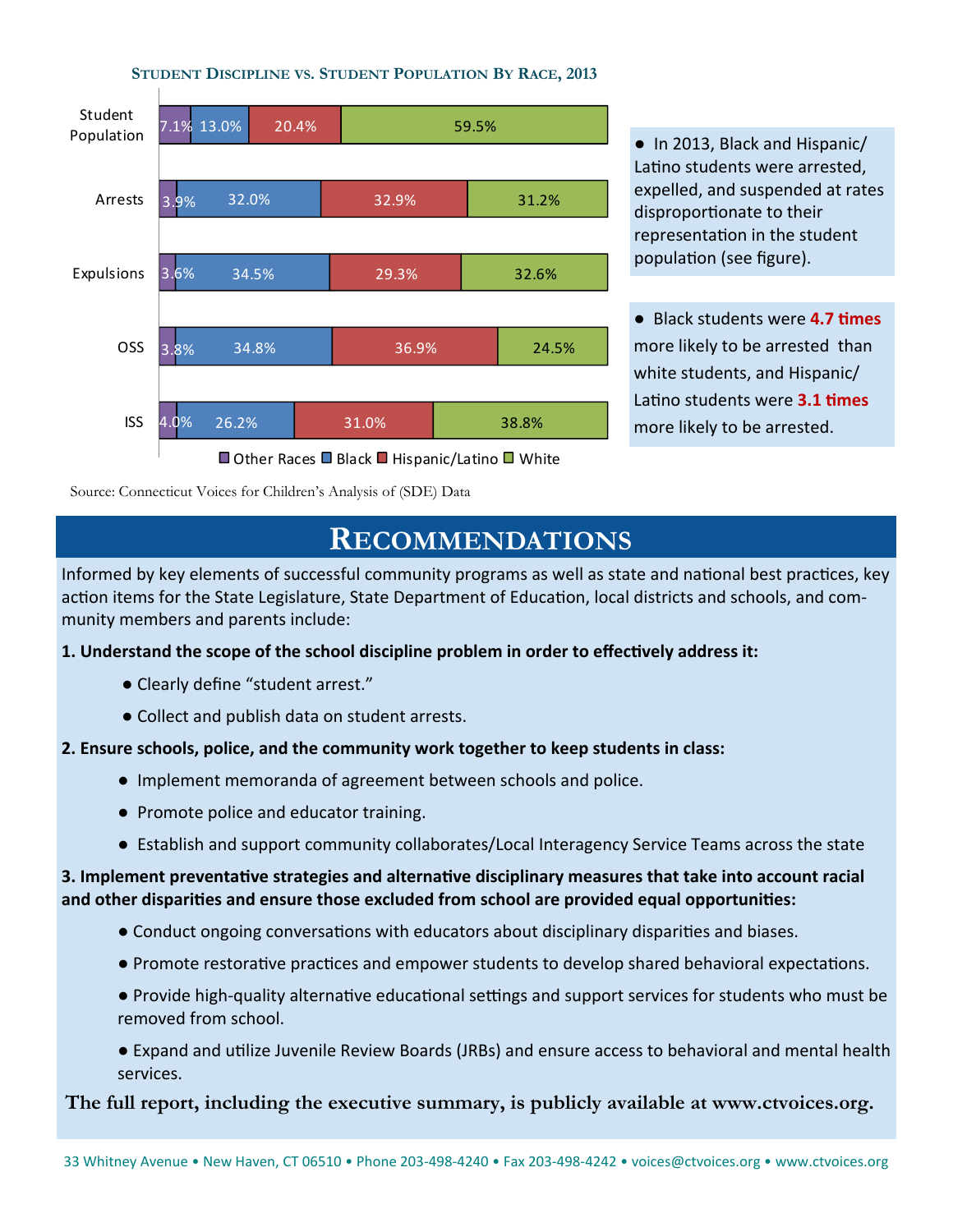STUDENT DISCIPLINE VS. STUDENT POPULATION BY RACE, 2013

Student Population: 7.1% 13.0% 20.4% 59.5%

Arrests: 3.9% 32.0% 32.9% 31.2%

Expulsions: 3.6% 34.5% 29.3% 32.6%

OSS: 3.8% 34.8% 36.9% 24.5%

ISS: 4.0% 26.2% 31.0% 38.8%

Other Races, Black, Hispanic/Latino, White

Source: Connecticut Voices for Children's Analysis of (SDE) Data

- In 2013, Black and Hispanic/Latino students were arrested, expelled, and suspended at rates disproportionate to their representation in the student population (see figure).
- Black students were **4.7 times** more likely to be arrested than white students, and Hispanic/Latino students were **3.1 times** more likely to be arrested.

# RECOMMENDATIONS

Informed by key elements of successful community programs as well as state and national best practices, key action items for the State Legislature, State Department of Education, local districts and schools, and community members and parents include:

**1. Understand the scope of the school discipline problem in order to effectively address it:**

- Clearly define "student arrest."
- Collect and publish data on student arrests.

**2. Ensure schools, police, and the community work together to keep students in class:**

- Implement memoranda of agreement between schools and police.
- Promote police and educator training.
- Establish and support community collaborates/Local Interagency Service Teams across the state

**3. Implement preventative strategies and alternative disciplinary measures that take into account racial and other disparities and ensure those excluded from school are provided equal opportunities:**

- Conduct ongoing conversations with educators about disciplinary disparities and biases.
- Promote restorative practices and empower students to develop shared behavioral expectations.
- Provide high-quality alternative educational settings and support services for students who must be removed from school.
- Expand and utilize Juvenile Review Boards (JRBs) and ensure access to behavioral and mental health services.

**The full report, including the executive summary, is publicly available at www.ctvoices.org.**

33 Whitney Avenue • New Haven, CT 06510 • Phone 203-498-4240 • Fax 203-498-4242 • voices@ctvoices.org • www.ctvoices.org